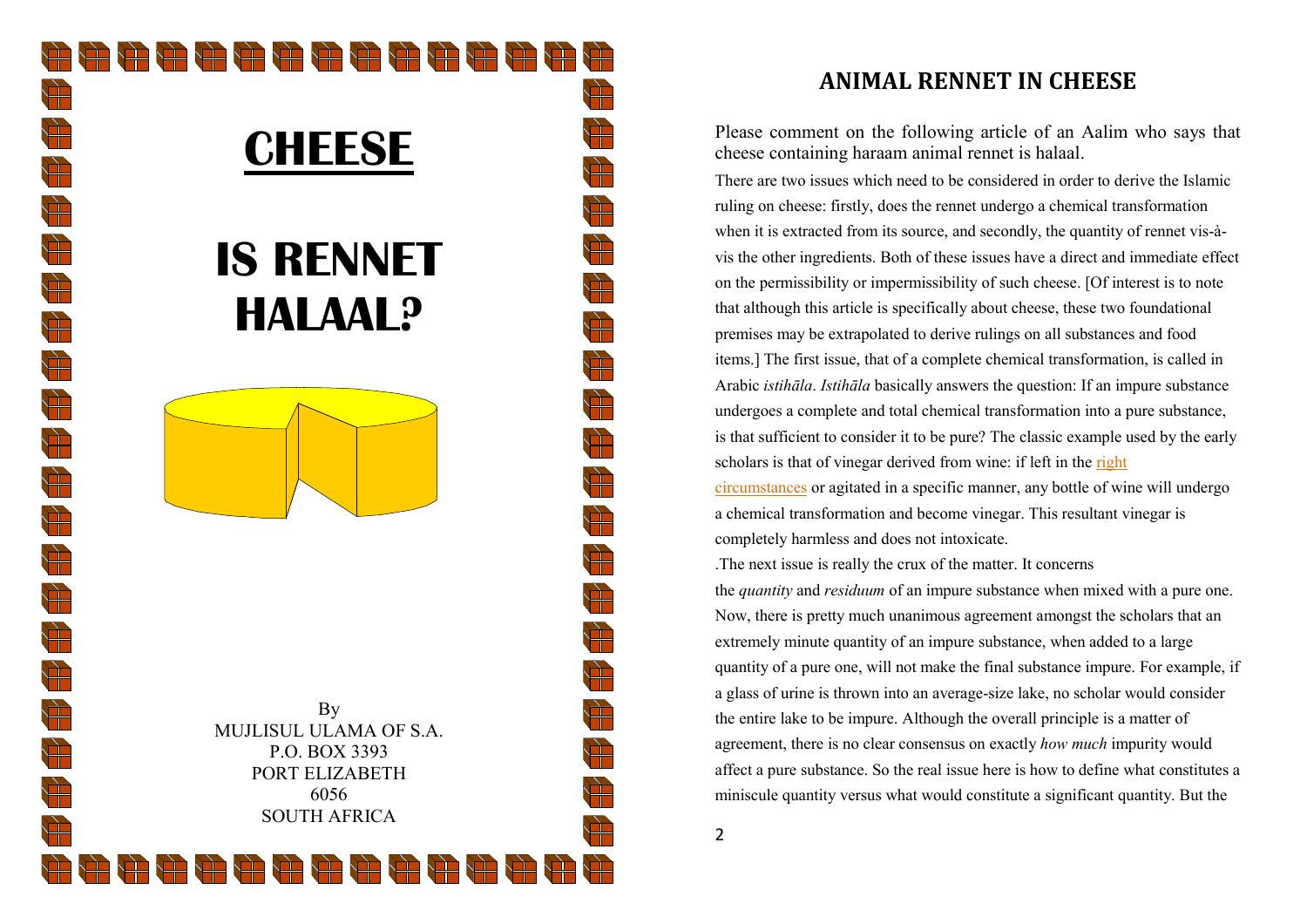# CHEESE

# IS RENNET HALAAL?

By
MUJLISUL ULAMA OF S.A.
P.O. BOX 3393
PORT ELIZABETH
6056
SOUTH AFRICA

## ANIMAL RENNET IN CHEESE

Please comment on the following article of an Aalim who says that cheese containing haraam animal rennet is halaal.

There are two issues which need to be considered in order to derive the Islamic ruling on cheese: firstly, does the rennet undergo a chemical transformation when it is extracted from its source, and secondly, the quantity of rennet vis-à-vis the other ingredients. Both of these issues have a direct and immediate effect on the permissibility or impermissibility of such cheese. [Of interest is to note that although this article is specifically about cheese, these two foundational premises may be extrapolated to derive rulings on all substances and food items.] The first issue, that of a complete chemical transformation, is called in Arabic *istihāla*. *Istihāla* basically answers the question: If an impure substance undergoes a complete and total chemical transformation into a pure substance, is that sufficient to consider it to be pure? The classic example used by the early scholars is that of vinegar derived from wine: if left in the right circumstances or agitated in a specific manner, any bottle of wine will undergo a chemical transformation and become vinegar. This resultant vinegar is completely harmless and does not intoxicate.

.The next issue is really the crux of the matter. It concerns the *quantity* and *residuum* of an impure substance when mixed with a pure one. Now, there is pretty much unanimous agreement amongst the scholars that an extremely minute quantity of an impure substance, when added to a large quantity of a pure one, will not make the final substance impure. For example, if a glass of urine is thrown into an average-size lake, no scholar would consider the entire lake to be impure. Although the overall principle is a matter of agreement, there is no clear consensus on exactly *how much* impurity would affect a pure substance. So the real issue here is how to define what constitutes a miniscule quantity versus what would constitute a significant quantity. But the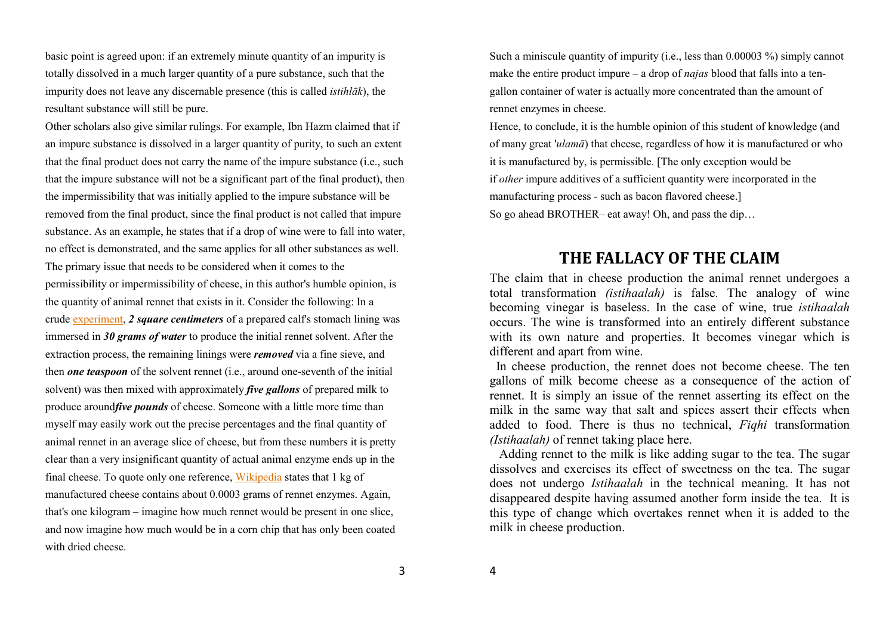basic point is agreed upon: if an extremely minute quantity of an impurity is totally dissolved in a much larger quantity of a pure substance, such that the impurity does not leave any discernable presence (this is called *istihlāk*), the resultant substance will still be pure.

Other scholars also give similar rulings. For example, Ibn Hazm claimed that if an impure substance is dissolved in a larger quantity of purity, to such an extent that the final product does not carry the name of the impure substance (i.e., such that the impure substance will not be a significant part of the final product), then the impermissibility that was initially applied to the impure substance will be removed from the final product, since the final product is not called that impure substance. As an example, he states that if a drop of wine were to fall into water, no effect is demonstrated, and the same applies for all other substances as well.

The primary issue that needs to be considered when it comes to the permissibility or impermissibility of cheese, in this author's humble opinion, is the quantity of animal rennet that exists in it. Consider the following: In a crude experiment, ***2 square centimeters*** of a prepared calf's stomach lining was immersed in ***30 grams of water*** to produce the initial rennet solvent. After the extraction process, the remaining linings were ***removed*** via a fine sieve, and then ***one teaspoon*** of the solvent rennet (i.e., around one-seventh of the initial solvent) was then mixed with approximately ***five gallons*** of prepared milk to produce around***five pounds*** of cheese. Someone with a little more time than myself may easily work out the precise percentages and the final quantity of animal rennet in an average slice of cheese, but from these numbers it is pretty clear than a very insignificant quantity of actual animal enzyme ends up in the final cheese. To quote only one reference, Wikipedia states that 1 kg of manufactured cheese contains about 0.0003 grams of rennet enzymes. Again, that's one kilogram – imagine how much rennet would be present in one slice, and now imagine how much would be in a corn chip that has only been coated with dried cheese.

Such a miniscule quantity of impurity (i.e., less than 0.00003 %) simply cannot make the entire product impure – a drop of *najas* blood that falls into a ten-gallon container of water is actually more concentrated than the amount of rennet enzymes in cheese.

Hence, to conclude, it is the humble opinion of this student of knowledge (and of many great '*ulamā*) that cheese, regardless of how it is manufactured or who it is manufactured by, is permissible. [The only exception would be if *other* impure additives of a sufficient quantity were incorporated in the manufacturing process - such as bacon flavored cheese.]

So go ahead BROTHER– eat away! Oh, and pass the dip…

## THE FALLACY OF THE CLAIM

The claim that in cheese production the animal rennet undergoes a total transformation *(istihaalah)* is false. The analogy of wine becoming vinegar is baseless. In the case of wine, true *istihaalah* occurs. The wine is transformed into an entirely different substance with its own nature and properties. It becomes vinegar which is different and apart from wine.

In cheese production, the rennet does not become cheese. The ten gallons of milk become cheese as a consequence of the action of rennet. It is simply an issue of the rennet asserting its effect on the milk in the same way that salt and spices assert their effects when added to food. There is thus no technical, *Fiqhi* transformation *(Istihaalah)* of rennet taking place here.

Adding rennet to the milk is like adding sugar to the tea. The sugar dissolves and exercises its effect of sweetness on the tea. The sugar does not undergo *Istihaalah* in the technical meaning. It has not disappeared despite having assumed another form inside the tea. It is this type of change which overtakes rennet when it is added to the milk in cheese production.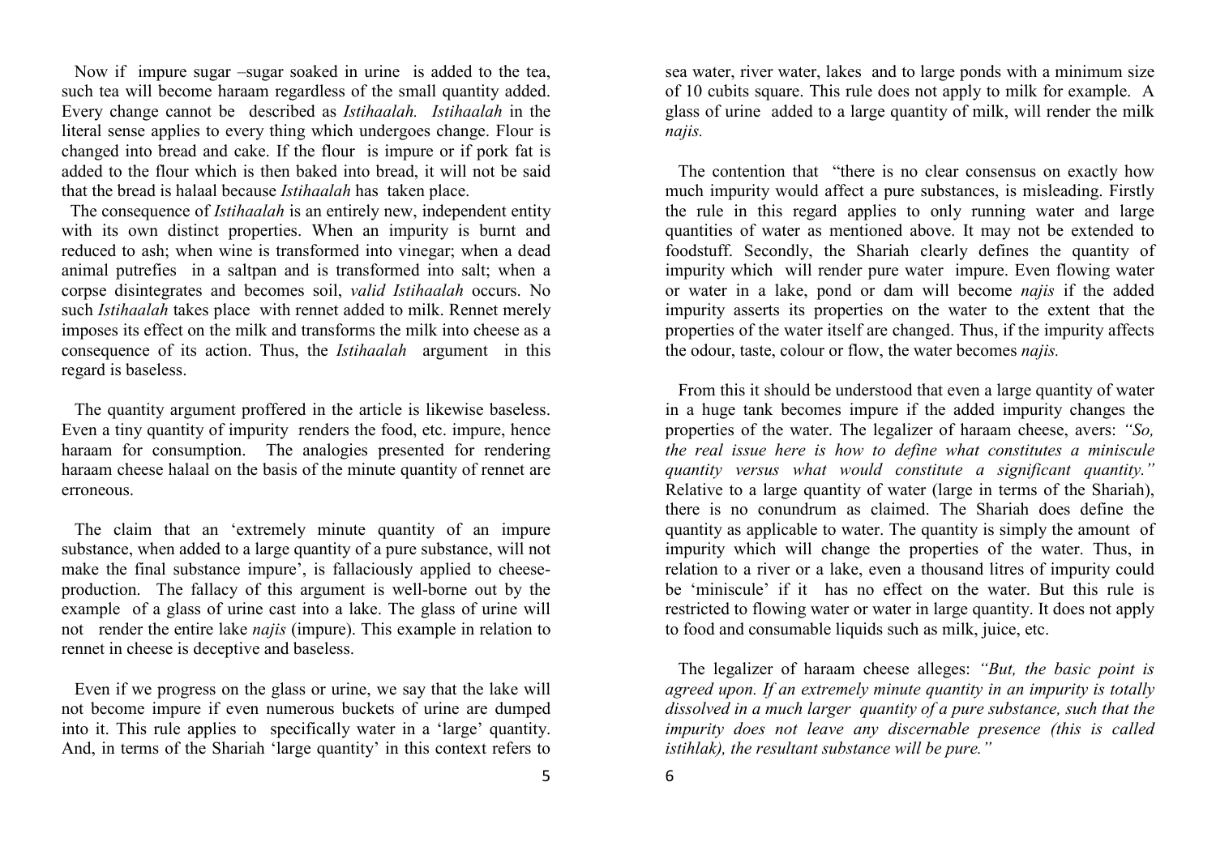Now if impure sugar –sugar soaked in urine is added to the tea, such tea will become haraam regardless of the small quantity added. Every change cannot be described as *Istihaalah. Istihaalah* in the literal sense applies to every thing which undergoes change. Flour is changed into bread and cake. If the flour is impure or if pork fat is added to the flour which is then baked into bread, it will not be said that the bread is halaal because *Istihaalah* has taken place.

The consequence of *Istihaalah* is an entirely new, independent entity with its own distinct properties. When an impurity is burnt and reduced to ash; when wine is transformed into vinegar; when a dead animal putrefies in a saltpan and is transformed into salt; when a corpse disintegrates and becomes soil, *valid Istihaalah* occurs. No such *Istihaalah* takes place with rennet added to milk. Rennet merely imposes its effect on the milk and transforms the milk into cheese as a consequence of its action. Thus, the *Istihaalah* argument in this regard is baseless.

The quantity argument proffered in the article is likewise baseless. Even a tiny quantity of impurity renders the food, etc. impure, hence haraam for consumption. The analogies presented for rendering haraam cheese halaal on the basis of the minute quantity of rennet are erroneous.

The claim that an 'extremely minute quantity of an impure substance, when added to a large quantity of a pure substance, will not make the final substance impure', is fallaciously applied to cheese-production. The fallacy of this argument is well-borne out by the example of a glass of urine cast into a lake. The glass of urine will not render the entire lake *najis* (impure). This example in relation to rennet in cheese is deceptive and baseless.

Even if we progress on the glass or urine, we say that the lake will not become impure if even numerous buckets of urine are dumped into it. This rule applies to specifically water in a 'large' quantity. And, in terms of the Shariah 'large quantity' in this context refers to sea water, river water, lakes and to large ponds with a minimum size of 10 cubits square. This rule does not apply to milk for example. A glass of urine added to a large quantity of milk, will render the milk *najis.*

The contention that "there is no clear consensus on exactly how much impurity would affect a pure substances, is misleading. Firstly the rule in this regard applies to only running water and large quantities of water as mentioned above. It may not be extended to foodstuff. Secondly, the Shariah clearly defines the quantity of impurity which will render pure water impure. Even flowing water or water in a lake, pond or dam will become *najis* if the added impurity asserts its properties on the water to the extent that the properties of the water itself are changed. Thus, if the impurity affects the odour, taste, colour or flow, the water becomes *najis.*

From this it should be understood that even a large quantity of water in a huge tank becomes impure if the added impurity changes the properties of the water. The legalizer of haraam cheese, avers: *"So, the real issue here is how to define what constitutes a miniscule quantity versus what would constitute a significant quantity."* Relative to a large quantity of water (large in terms of the Shariah), there is no conundrum as claimed. The Shariah does define the quantity as applicable to water. The quantity is simply the amount of impurity which will change the properties of the water. Thus, in relation to a river or a lake, even a thousand litres of impurity could be 'miniscule' if it has no effect on the water. But this rule is restricted to flowing water or water in large quantity. It does not apply to food and consumable liquids such as milk, juice, etc.

The legalizer of haraam cheese alleges: *"But, the basic point is agreed upon. If an extremely minute quantity in an impurity is totally dissolved in a much larger quantity of a pure substance, such that the impurity does not leave any discernable presence (this is called istihlak), the resultant substance will be pure."*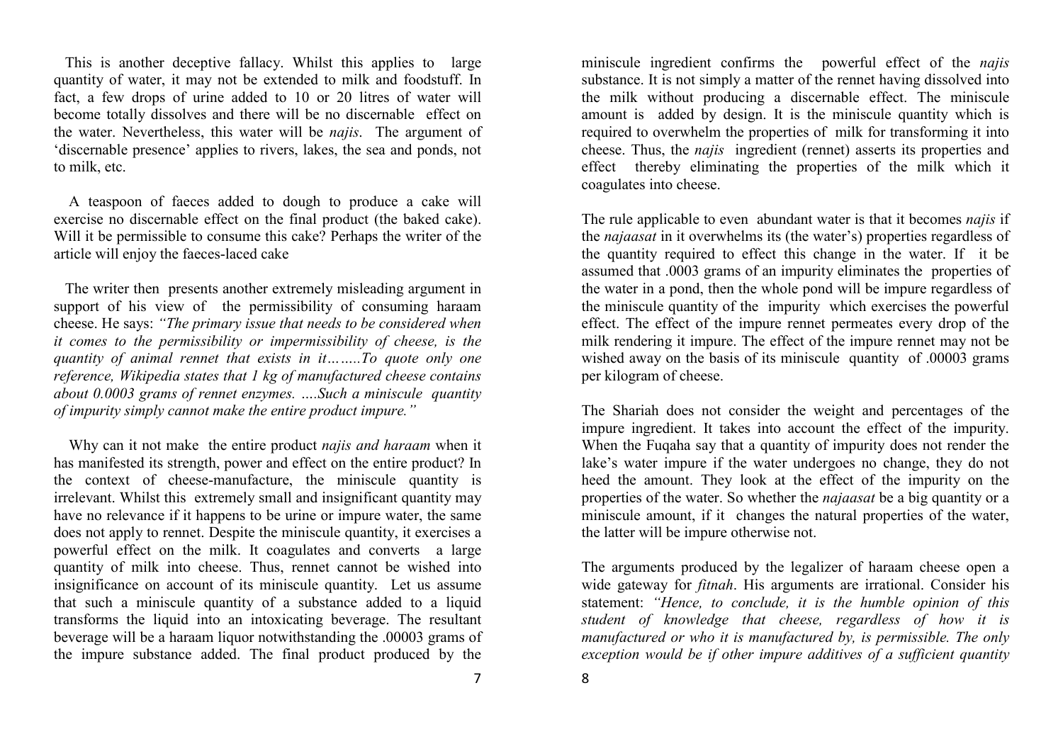This is another deceptive fallacy. Whilst this applies to large quantity of water, it may not be extended to milk and foodstuff. In fact, a few drops of urine added to 10 or 20 litres of water will become totally dissolves and there will be no discernable effect on the water. Nevertheless, this water will be *najis*. The argument of 'discernable presence' applies to rivers, lakes, the sea and ponds, not to milk, etc.

A teaspoon of faeces added to dough to produce a cake will exercise no discernable effect on the final product (the baked cake). Will it be permissible to consume this cake? Perhaps the writer of the article will enjoy the faeces-laced cake

The writer then presents another extremely misleading argument in support of his view of the permissibility of consuming haraam cheese. He says: *"The primary issue that needs to be considered when it comes to the permissibility or impermissibility of cheese, is the quantity of animal rennet that exists in it……..To quote only one reference, Wikipedia states that 1 kg of manufactured cheese contains about 0.0003 grams of rennet enzymes. ….Such a miniscule quantity of impurity simply cannot make the entire product impure."*

Why can it not make the entire product *najis and haraam* when it has manifested its strength, power and effect on the entire product? In the context of cheese-manufacture, the miniscule quantity is irrelevant. Whilst this extremely small and insignificant quantity may have no relevance if it happens to be urine or impure water, the same does not apply to rennet. Despite the miniscule quantity, it exercises a powerful effect on the milk. It coagulates and converts a large quantity of milk into cheese. Thus, rennet cannot be wished into insignificance on account of its miniscule quantity. Let us assume that such a miniscule quantity of a substance added to a liquid transforms the liquid into an intoxicating beverage. The resultant beverage will be a haraam liquor notwithstanding the .00003 grams of the impure substance added. The final product produced by the miniscule ingredient confirms the powerful effect of the *najis* substance. It is not simply a matter of the rennet having dissolved into the milk without producing a discernable effect. The miniscule amount is added by design. It is the miniscule quantity which is required to overwhelm the properties of milk for transforming it into cheese. Thus, the *najis* ingredient (rennet) asserts its properties and effect thereby eliminating the properties of the milk which it coagulates into cheese.

The rule applicable to even abundant water is that it becomes *najis* if the *najaasat* in it overwhelms its (the water's) properties regardless of the quantity required to effect this change in the water. If it be assumed that .0003 grams of an impurity eliminates the properties of the water in a pond, then the whole pond will be impure regardless of the miniscule quantity of the impurity which exercises the powerful effect. The effect of the impure rennet permeates every drop of the milk rendering it impure. The effect of the impure rennet may not be wished away on the basis of its miniscule quantity of .00003 grams per kilogram of cheese.

The Shariah does not consider the weight and percentages of the impure ingredient. It takes into account the effect of the impurity. When the Fuqaha say that a quantity of impurity does not render the lake's water impure if the water undergoes no change, they do not heed the amount. They look at the effect of the impurity on the properties of the water. So whether the *najaasat* be a big quantity or a miniscule amount, if it changes the natural properties of the water, the latter will be impure otherwise not.

The arguments produced by the legalizer of haraam cheese open a wide gateway for *fitnah*. His arguments are irrational. Consider his statement: *"Hence, to conclude, it is the humble opinion of this student of knowledge that cheese, regardless of how it is manufactured or who it is manufactured by, is permissible. The only exception would be if other impure additives of a sufficient quantity*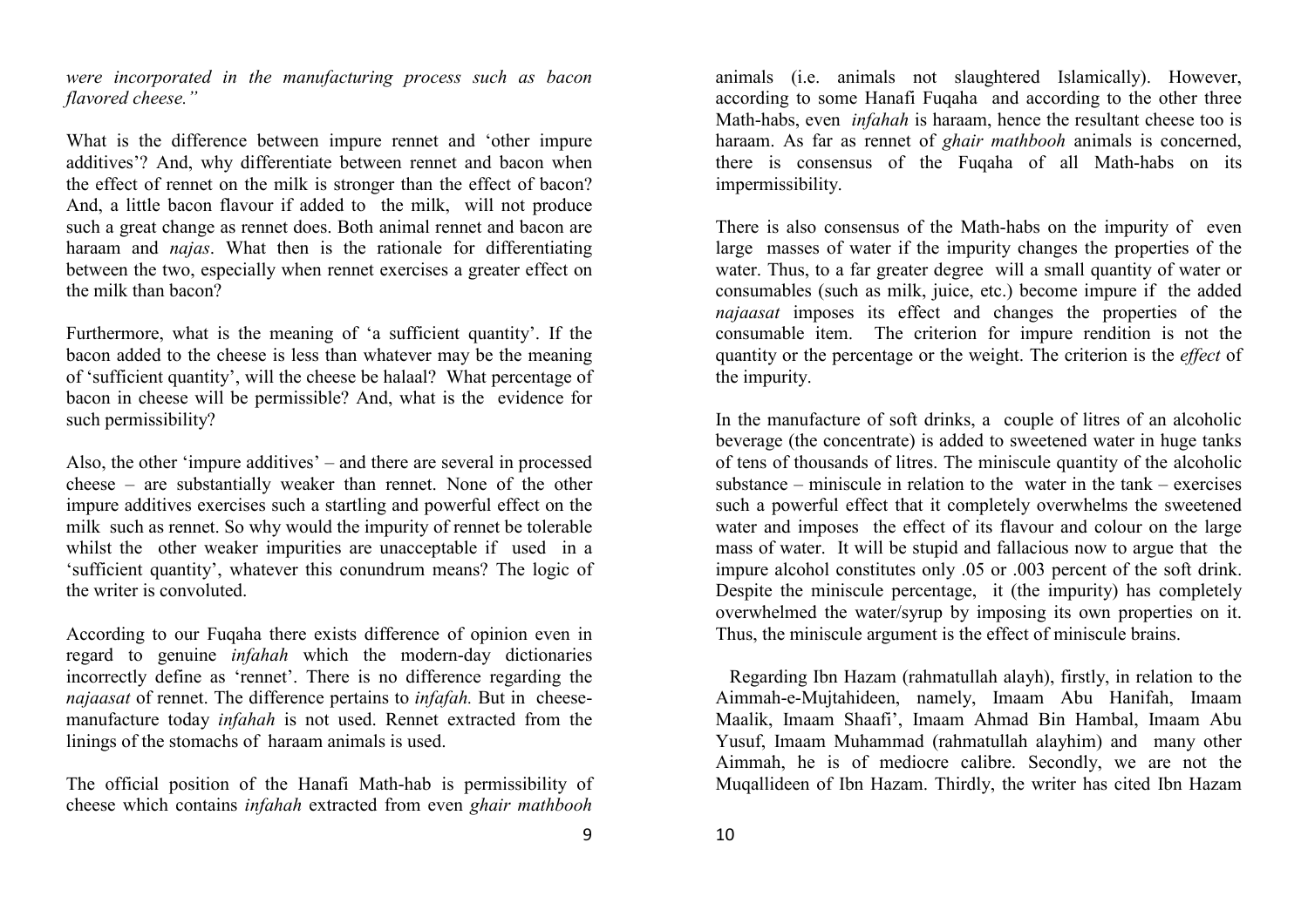*were incorporated in the manufacturing process such as bacon flavored cheese."*

What is the difference between impure rennet and 'other impure additives'? And, why differentiate between rennet and bacon when the effect of rennet on the milk is stronger than the effect of bacon? And, a little bacon flavour if added to the milk, will not produce such a great change as rennet does. Both animal rennet and bacon are haraam and *najas*. What then is the rationale for differentiating between the two, especially when rennet exercises a greater effect on the milk than bacon?

Furthermore, what is the meaning of 'a sufficient quantity'. If the bacon added to the cheese is less than whatever may be the meaning of 'sufficient quantity', will the cheese be halaal? What percentage of bacon in cheese will be permissible? And, what is the evidence for such permissibility?

Also, the other 'impure additives' – and there are several in processed cheese – are substantially weaker than rennet. None of the other impure additives exercises such a startling and powerful effect on the milk such as rennet. So why would the impurity of rennet be tolerable whilst the other weaker impurities are unacceptable if used in a 'sufficient quantity', whatever this conundrum means? The logic of the writer is convoluted.

According to our Fuqaha there exists difference of opinion even in regard to genuine *infahah* which the modern-day dictionaries incorrectly define as 'rennet'. There is no difference regarding the *najaasat* of rennet. The difference pertains to *infafah.* But in cheese-manufacture today *infahah* is not used. Rennet extracted from the linings of the stomachs of haraam animals is used.

The official position of the Hanafi Math-hab is permissibility of cheese which contains *infahah* extracted from even *ghair mathbooh* animals (i.e. animals not slaughtered Islamically). However, according to some Hanafi Fuqaha and according to the other three Math-habs, even *infahah* is haraam, hence the resultant cheese too is haraam. As far as rennet of *ghair mathbooh* animals is concerned, there is consensus of the Fuqaha of all Math-habs on its impermissibility.

There is also consensus of the Math-habs on the impurity of even large masses of water if the impurity changes the properties of the water. Thus, to a far greater degree will a small quantity of water or consumables (such as milk, juice, etc.) become impure if the added *najaasat* imposes its effect and changes the properties of the consumable item. The criterion for impure rendition is not the quantity or the percentage or the weight. The criterion is the *effect* of the impurity.

In the manufacture of soft drinks, a couple of litres of an alcoholic beverage (the concentrate) is added to sweetened water in huge tanks of tens of thousands of litres. The miniscule quantity of the alcoholic substance – miniscule in relation to the water in the tank – exercises such a powerful effect that it completely overwhelms the sweetened water and imposes the effect of its flavour and colour on the large mass of water. It will be stupid and fallacious now to argue that the impure alcohol constitutes only .05 or .003 percent of the soft drink. Despite the miniscule percentage, it (the impurity) has completely overwhelmed the water/syrup by imposing its own properties on it. Thus, the miniscule argument is the effect of miniscule brains.

Regarding Ibn Hazam (rahmatullah alayh), firstly, in relation to the Aimmah-e-Mujtahideen, namely, Imaam Abu Hanifah, Imaam Maalik, Imaam Shaafi', Imaam Ahmad Bin Hambal, Imaam Abu Yusuf, Imaam Muhammad (rahmatullah alayhim) and many other Aimmah, he is of mediocre calibre. Secondly, we are not the Muqallideen of Ibn Hazam. Thirdly, the writer has cited Ibn Hazam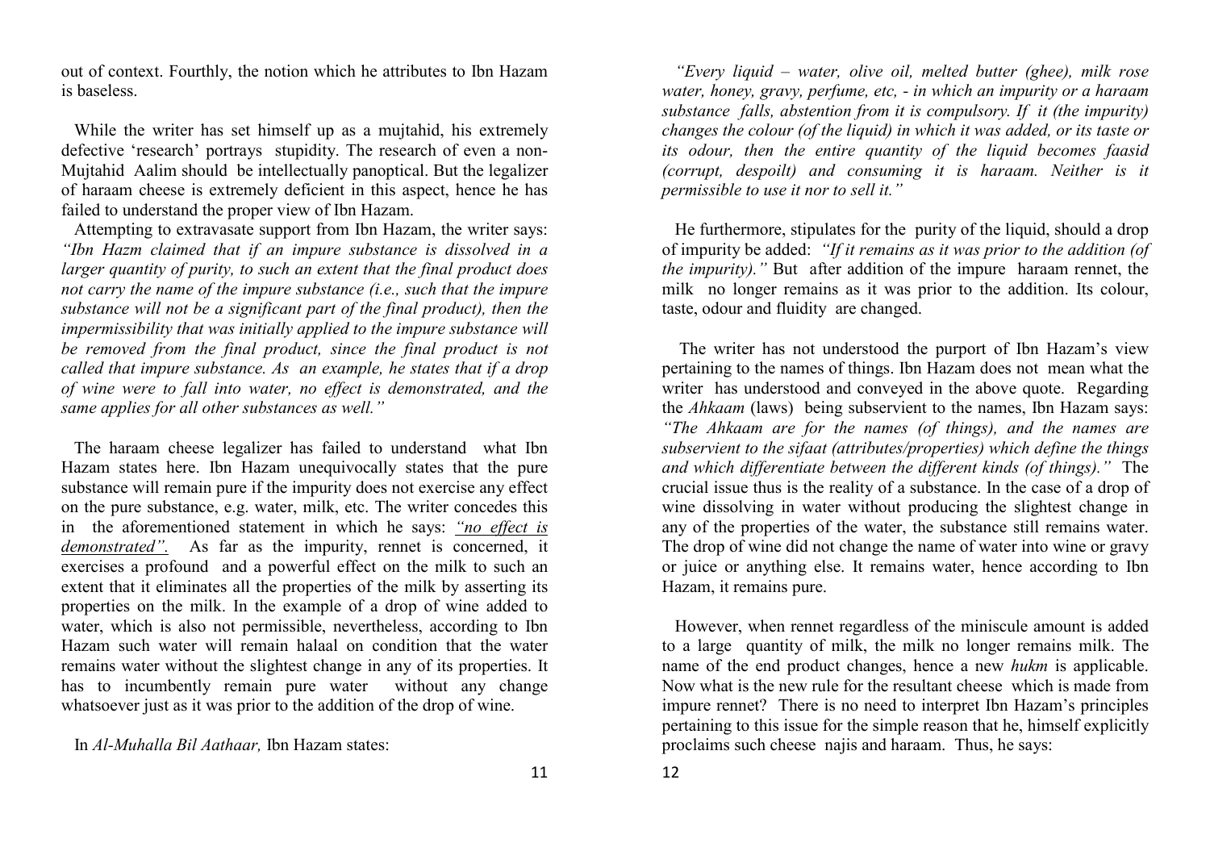out of context. Fourthly, the notion which he attributes to Ibn Hazam is baseless.

While the writer has set himself up as a mujtahid, his extremely defective 'research' portrays stupidity. The research of even a non-Mujtahid Aalim should be intellectually panoptical. But the legalizer of haraam cheese is extremely deficient in this aspect, hence he has failed to understand the proper view of Ibn Hazam.

Attempting to extravasate support from Ibn Hazam, the writer says: *"Ibn Hazm claimed that if an impure substance is dissolved in a larger quantity of purity, to such an extent that the final product does not carry the name of the impure substance (i.e., such that the impure substance will not be a significant part of the final product), then the impermissibility that was initially applied to the impure substance will be removed from the final product, since the final product is not called that impure substance. As an example, he states that if a drop of wine were to fall into water, no effect is demonstrated, and the same applies for all other substances as well."*

The haraam cheese legalizer has failed to understand what Ibn Hazam states here. Ibn Hazam unequivocally states that the pure substance will remain pure if the impurity does not exercise any effect on the pure substance, e.g. water, milk, etc. The writer concedes this in the aforementioned statement in which he says: *"no effect is demonstrated".* As far as the impurity, rennet is concerned, it exercises a profound and a powerful effect on the milk to such an extent that it eliminates all the properties of the milk by asserting its properties on the milk. In the example of a drop of wine added to water, which is also not permissible, nevertheless, according to Ibn Hazam such water will remain halaal on condition that the water remains water without the slightest change in any of its properties. It has to incumbently remain pure water without any change whatsoever just as it was prior to the addition of the drop of wine.

In *Al-Muhalla Bil Aathaar,* Ibn Hazam states:

*"Every liquid – water, olive oil, melted butter (ghee), milk rose water, honey, gravy, perfume, etc, - in which an impurity or a haraam substance falls, abstention from it is compulsory. If it (the impurity) changes the colour (of the liquid) in which it was added, or its taste or its odour, then the entire quantity of the liquid becomes faasid (corrupt, despoilt) and consuming it is haraam. Neither is it permissible to use it nor to sell it."*

He furthermore, stipulates for the purity of the liquid, should a drop of impurity be added: *"If it remains as it was prior to the addition (of the impurity)."* But after addition of the impure haraam rennet, the milk no longer remains as it was prior to the addition. Its colour, taste, odour and fluidity are changed.

The writer has not understood the purport of Ibn Hazam's view pertaining to the names of things. Ibn Hazam does not mean what the writer has understood and conveyed in the above quote. Regarding the *Ahkaam* (laws) being subservient to the names, Ibn Hazam says: *"The Ahkaam are for the names (of things), and the names are subservient to the sifaat (attributes/properties) which define the things and which differentiate between the different kinds (of things)."* The crucial issue thus is the reality of a substance. In the case of a drop of wine dissolving in water without producing the slightest change in any of the properties of the water, the substance still remains water. The drop of wine did not change the name of water into wine or gravy or juice or anything else. It remains water, hence according to Ibn Hazam, it remains pure.

However, when rennet regardless of the miniscule amount is added to a large quantity of milk, the milk no longer remains milk. The name of the end product changes, hence a new *hukm* is applicable. Now what is the new rule for the resultant cheese which is made from impure rennet? There is no need to interpret Ibn Hazam's principles pertaining to this issue for the simple reason that he, himself explicitly proclaims such cheese najis and haraam. Thus, he says: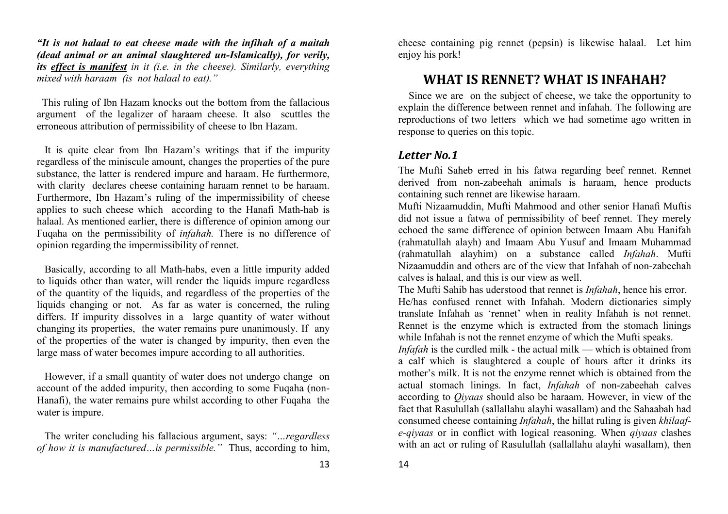***"It is not halaal to eat cheese made with the infihah of a maitah (dead animal or an animal slaughtered un-Islamically), for verily, its <u>effect is manifest</u> in it (i.e. in the cheese). Similarly, everything mixed with haraam (is not halaal to eat)."***

This ruling of Ibn Hazam knocks out the bottom from the fallacious argument of the legalizer of haraam cheese. It also scuttles the erroneous attribution of permissibility of cheese to Ibn Hazam.

It is quite clear from Ibn Hazam's writings that if the impurity regardless of the miniscule amount, changes the properties of the pure substance, the latter is rendered impure and haraam. He furthermore, with clarity declares cheese containing haraam rennet to be haraam. Furthermore, Ibn Hazam's ruling of the impermissibility of cheese applies to such cheese which according to the Hanafi Math-hab is halaal. As mentioned earlier, there is difference of opinion among our Fuqaha on the permissibility of *infahah.* There is no difference of opinion regarding the impermissibility of rennet.

Basically, according to all Math-habs, even a little impurity added to liquids other than water, will render the liquids impure regardless of the quantity of the liquids, and regardless of the properties of the liquids changing or not. As far as water is concerned, the ruling differs. If impurity dissolves in a large quantity of water without changing its properties, the water remains pure unanimously. If any of the properties of the water is changed by impurity, then even the large mass of water becomes impure according to all authorities.

However, if a small quantity of water does not undergo change on account of the added impurity, then according to some Fuqaha (non-Hanafi), the water remains pure whilst according to other Fuqaha the water is impure.

The writer concluding his fallacious argument, says: *"…regardless of how it is manufactured…is permissible."* Thus, according to him, cheese containing pig rennet (pepsin) is likewise halaal. Let him enjoy his pork!

## WHAT IS RENNET? WHAT IS INFAHAH?

Since we are on the subject of cheese, we take the opportunity to explain the difference between rennet and infahah. The following are reproductions of two letters which we had sometime ago written in response to queries on this topic.

### *Letter No.1*

The Mufti Saheb erred in his fatwa regarding beef rennet. Rennet derived from non-zabeehah animals is haraam, hence products containing such rennet are likewise haraam.

Mufti Nizaamuddin, Mufti Mahmood and other senior Hanafi Muftis did not issue a fatwa of permissibility of beef rennet. They merely echoed the same difference of opinion between Imaam Abu Hanifah (rahmatullah alayh) and Imaam Abu Yusuf and Imaam Muhammad (rahmatullah alayhim) on a substance called *Infahah*. Mufti Nizaamuddin and others are of the view that Infahah of non-zabeehah calves is halaal, and this is our view as well.

The Mufti Sahib has uderstood that rennet is *Infahah*, hence his error. He/has confused rennet with Infahah. Modern dictionaries simply translate Infahah as 'rennet' when in reality Infahah is not rennet. Rennet is the enzyme which is extracted from the stomach linings while Infahah is not the rennet enzyme of which the Mufti speaks.

*Infafah* is the curdled milk - the actual milk — which is obtained from a calf which is slaughtered a couple of hours after it drinks its mother's milk. It is not the enzyme rennet which is obtained from the actual stomach linings. In fact, *Infahah* of non-zabeehah calves according to *Qiyaas* should also be haraam. However, in view of the fact that Rasulullah (sallallahu alayhi wasallam) and the Sahaabah had consumed cheese containing *Infahah*, the hillat ruling is given *khilaaf-e-qiyaas* or in conflict with logical reasoning. When *qiyaas* clashes with an act or ruling of Rasulullah (sallallahu alayhi wasallam), then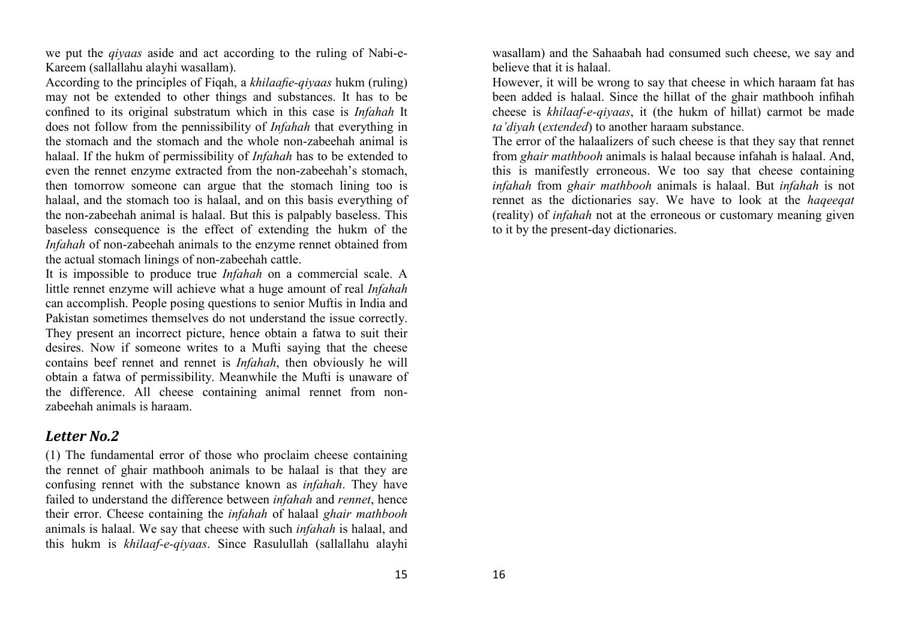we put the *qiyaas* aside and act according to the ruling of Nabi-e-Kareem (sallallahu alayhi wasallam).

According to the principles of Fiqah, a *khilaafie-qiyaas* hukm (ruling) may not be extended to other things and substances. It has to be confined to its original substratum which in this case is *Infahah* It does not follow from the pennissibility of *Infahah* that everything in the stomach and the stomach and the whole non-zabeehah animal is halaal. If the hukm of permissibility of *Infahah* has to be extended to even the rennet enzyme extracted from the non-zabeehah's stomach, then tomorrow someone can argue that the stomach lining too is halaal, and the stomach too is halaal, and on this basis everything of the non-zabeehah animal is halaal. But this is palpably baseless. This baseless consequence is the effect of extending the hukm of the *Infahah* of non-zabeehah animals to the enzyme rennet obtained from the actual stomach linings of non-zabeehah cattle.

It is impossible to produce true *Infahah* on a commercial scale. A little rennet enzyme will achieve what a huge amount of real *Infahah* can accomplish. People posing questions to senior Muftis in India and Pakistan sometimes themselves do not understand the issue correctly. They present an incorrect picture, hence obtain a fatwa to suit their desires. Now if someone writes to a Mufti saying that the cheese contains beef rennet and rennet is *Infahah*, then obviously he will obtain a fatwa of permissibility. Meanwhile the Mufti is unaware of the difference. All cheese containing animal rennet from non-zabeehah animals is haraam.

## *Letter No.2*

(1) The fundamental error of those who proclaim cheese containing the rennet of ghair mathbooh animals to be halaal is that they are confusing rennet with the substance known as *infahah*. They have failed to understand the difference between *infahah* and *rennet*, hence their error. Cheese containing the *infahah* of halaal *ghair mathbooh* animals is halaal. We say that cheese with such *infahah* is halaal, and this hukm is *khilaaf-e-qiyaas*. Since Rasulullah (sallallahu alayhi wasallam) and the Sahaabah had consumed such cheese, we say and believe that it is halaal.

However, it will be wrong to say that cheese in which haraam fat has been added is halaal. Since the hillat of the ghair mathbooh infihah cheese is *khilaaf-e-qiyaas*, it (the hukm of hillat) carmot be made *ta'diyah* (*extended*) to another haraam substance.

The error of the halaalizers of such cheese is that they say that rennet from *ghair mathbooh* animals is halaal because infahah is halaal. And, this is manifestly erroneous. We too say that cheese containing *infahah* from *ghair mathbooh* animals is halaal. But *infahah* is not rennet as the dictionaries say. We have to look at the *haqeeqat* (reality) of *infahah* not at the erroneous or customary meaning given to it by the present-day dictionaries.